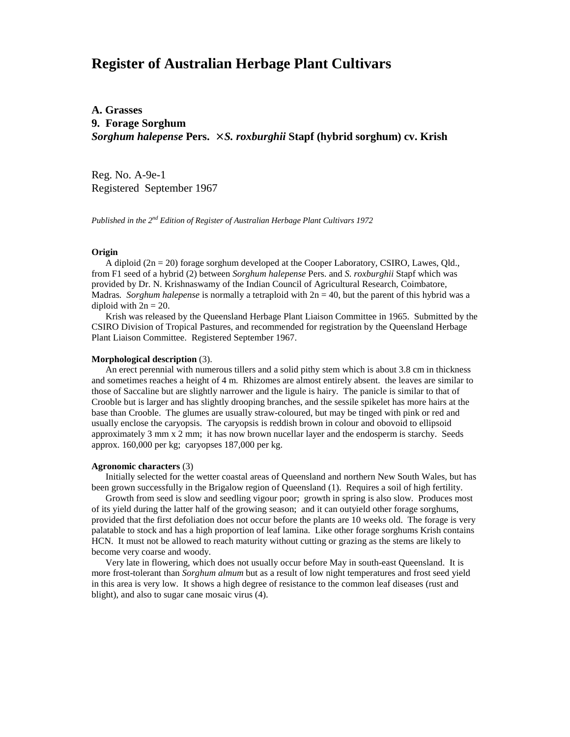# Register of Australian Herbage Plant Cultivars

**A. Grasses**
**9. Forage Sorghum**
***Sorghum halepense* Pers. ×*S. roxburghii* Stapf (hybrid sorghum) cv. Krish**

Reg. No. A-9e-1
Registered September 1967

*Published in the 2nd Edition of Register of Australian Herbage Plant Cultivars 1972*

**Origin**

A diploid ($2n = 20$) forage sorghum developed at the Cooper Laboratory, CSIRO, Lawes, Qld., from F1 seed of a hybrid (2) between *Sorghum halepense* Pers. and *S. roxburghii* Stapf which was provided by Dr. N. Krishnaswamy of the Indian Council of Agricultural Research, Coimbatore, Madras. *Sorghum halepense* is normally a tetraploid with $2n = 40$, but the parent of this hybrid was a diploid with $2n = 20$.

Krish was released by the Queensland Herbage Plant Liaison Committee in 1965. Submitted by the CSIRO Division of Tropical Pastures, and recommended for registration by the Queensland Herbage Plant Liaison Committee. Registered September 1967.

**Morphological description** (3).

An erect perennial with numerous tillers and a solid pithy stem which is about 3.8 cm in thickness and sometimes reaches a height of 4 m. Rhizomes are almost entirely absent. the leaves are similar to those of Saccaline but are slightly narrower and the ligule is hairy. The panicle is similar to that of Crooble but is larger and has slightly drooping branches, and the sessile spikelet has more hairs at the base than Crooble. The glumes are usually straw-coloured, but may be tinged with pink or red and usually enclose the caryopsis. The caryopsis is reddish brown in colour and obovoid to ellipsoid approximately 3 mm x 2 mm; it has now brown nucellar layer and the endosperm is starchy. Seeds approx. 160,000 per kg; caryopses 187,000 per kg.

**Agronomic characters** (3)

Initially selected for the wetter coastal areas of Queensland and northern New South Wales, but has been grown successfully in the Brigalow region of Queensland (1). Requires a soil of high fertility.

Growth from seed is slow and seedling vigour poor; growth in spring is also slow. Produces most of its yield during the latter half of the growing season; and it can outyield other forage sorghums, provided that the first defoliation does not occur before the plants are 10 weeks old. The forage is very palatable to stock and has a high proportion of leaf lamina. Like other forage sorghums Krish contains HCN. It must not be allowed to reach maturity without cutting or grazing as the stems are likely to become very coarse and woody.

Very late in flowering, which does not usually occur before May in south-east Queensland. It is more frost-tolerant than *Sorghum almum* but as a result of low night temperatures and frost seed yield in this area is very low. It shows a high degree of resistance to the common leaf diseases (rust and blight), and also to sugar cane mosaic virus (4).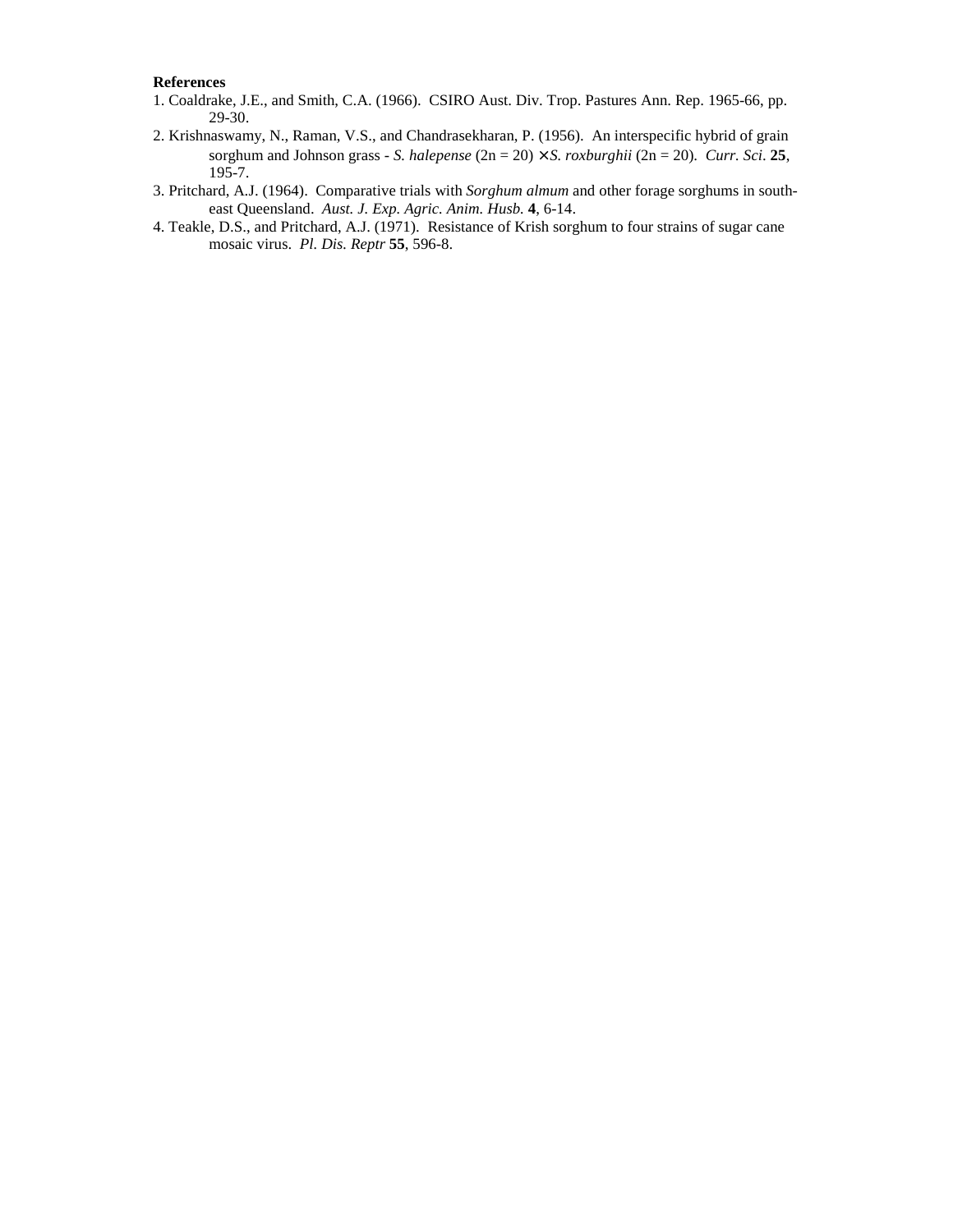**References**

1. Coaldrake, J.E., and Smith, C.A. (1966). CSIRO Aust. Div. Trop. Pastures Ann. Rep. 1965-66, pp. 29-30.
2. Krishnaswamy, N., Raman, V.S., and Chandrasekharan, P. (1956). An interspecific hybrid of grain sorghum and Johnson grass - *S. halepense* (2n = 20) × *S. roxburghii* (2n = 20). *Curr. Sci.* **25**, 195-7.
3. Pritchard, A.J. (1964). Comparative trials with *Sorghum almum* and other forage sorghums in south-east Queensland. *Aust. J. Exp. Agric. Anim. Husb.* **4**, 6-14.
4. Teakle, D.S., and Pritchard, A.J. (1971). Resistance of Krish sorghum to four strains of sugar cane mosaic virus. *Pl. Dis. Reptr* **55**, 596-8.